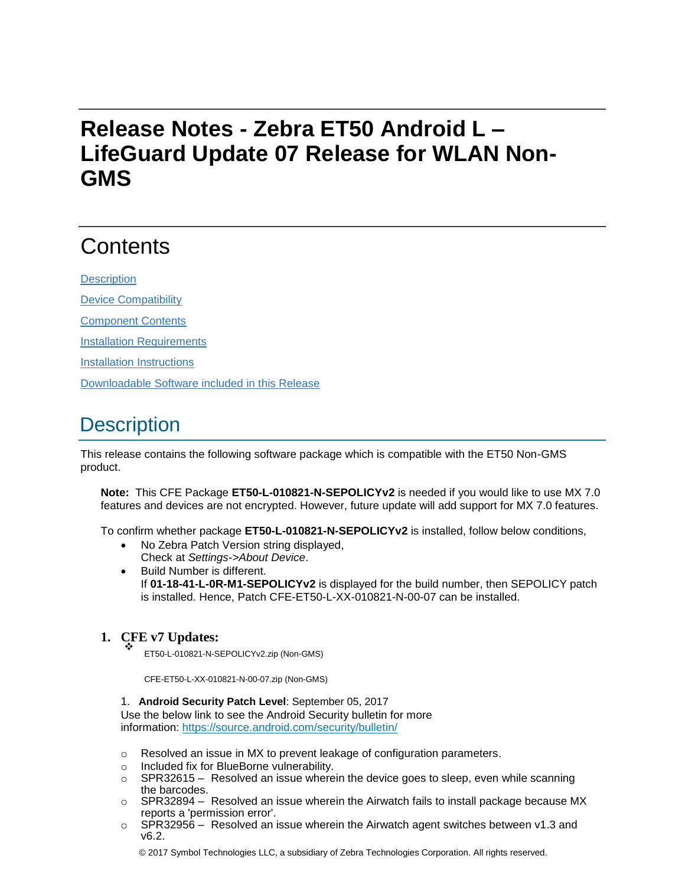# Release Notes - Zebra ET50 Android L – LifeGuard Update 07 Release for WLAN Non-GMS

## Contents

[Description](#description)

[Device Compatibility](#device-compatibility)

[Component Contents](#component-contents)

[Installation Requirements](#installation-requirements)

[Installation Instructions](#installation-instructions)

[Downloadable Software included in this Release](#downloadable-software-included-in-this-release)

## Description

This release contains the following software package which is compatible with the ET50 Non-GMS product.

**Note:** This CFE Package **ET50-L-010821-N-SEPOLICYv2** is needed if you would like to use MX 7.0 features and devices are not encrypted. However, future update will add support for MX 7.0 features.

To confirm whether package **ET50-L-010821-N-SEPOLICYv2** is installed, follow below conditions,

- No Zebra Patch Version string displayed,
  Check at *Settings->About Device*.
- Build Number is different.
  If **01-18-41-L-0R-M1-SEPOLICYv2** is displayed for the build number, then SEPOLICY patch is installed. Hence, Patch CFE-ET50-L-XX-010821-N-00-07 can be installed.

### 1. CFE v7 Updates:

- ET50-L-010821-N-SEPOLICYv2.zip (Non-GMS)

  CFE-ET50-L-XX-010821-N-00-07.zip (Non-GMS)

1. **Android Security Patch Level**: September 05, 2017
   Use the below link to see the Android Security bulletin for more information: [https://source.android.com/security/bulletin/](https://source.android.com/security/bulletin/)

   - Resolved an issue in MX to prevent leakage of configuration parameters.
   - Included fix for BlueBorne vulnerability.
   - SPR32615 – Resolved an issue wherein the device goes to sleep, even while scanning the barcodes.
   - SPR32894 – Resolved an issue wherein the Airwatch fails to install package because MX reports a 'permission error'.
   - SPR32956 – Resolved an issue wherein the Airwatch agent switches between v1.3 and v6.2.

© 2017 Symbol Technologies LLC, a subsidiary of Zebra Technologies Corporation. All rights reserved.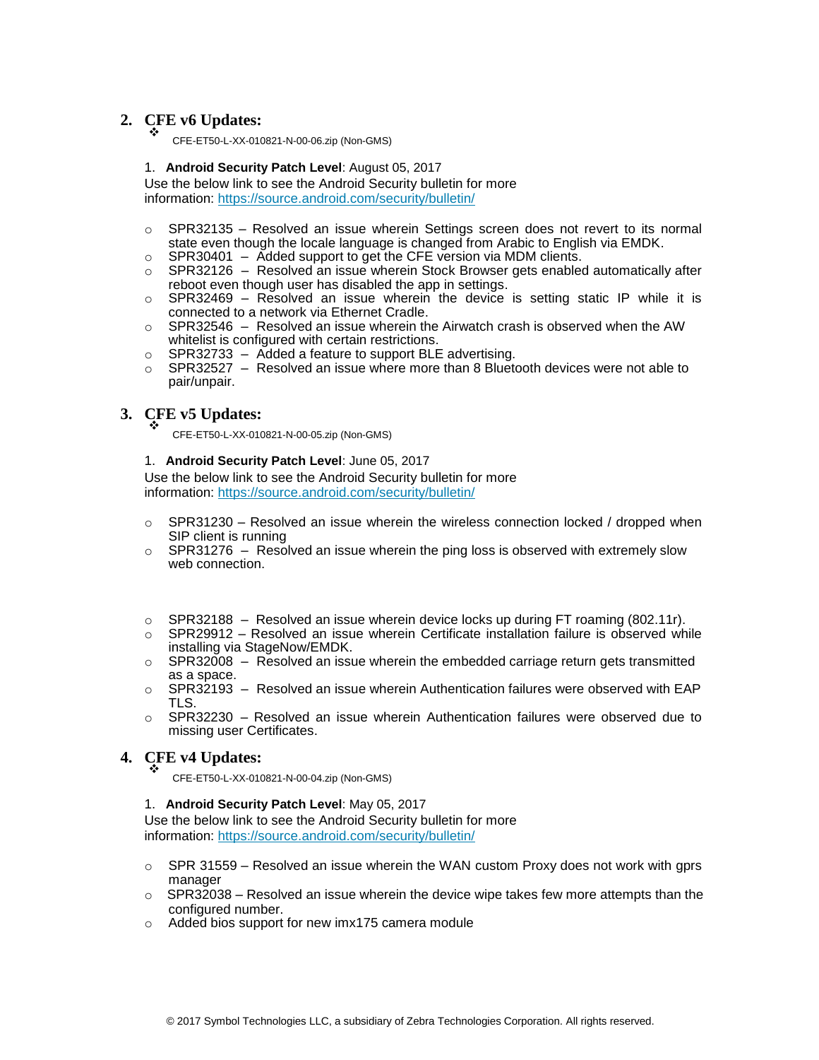## 2. CFE v6 Updates:

- ❖ CFE-ET50-L-XX-010821-N-00-06.zip (Non-GMS)

1. **Android Security Patch Level**: August 05, 2017

Use the below link to see the Android Security bulletin for more information: [https://source.android.com/security/bulletin/](https://source.android.com/security/bulletin/)

- SPR32135 – Resolved an issue wherein Settings screen does not revert to its normal state even though the locale language is changed from Arabic to English via EMDK.
- SPR30401 – Added support to get the CFE version via MDM clients.
- SPR32126 – Resolved an issue wherein Stock Browser gets enabled automatically after reboot even though user has disabled the app in settings.
- SPR32469 – Resolved an issue wherein the device is setting static IP while it is connected to a network via Ethernet Cradle.
- SPR32546 – Resolved an issue wherein the Airwatch crash is observed when the AW whitelist is configured with certain restrictions.
- SPR32733 – Added a feature to support BLE advertising.
- SPR32527 – Resolved an issue where more than 8 Bluetooth devices were not able to pair/unpair.

## 3. CFE v5 Updates:

- ❖ CFE-ET50-L-XX-010821-N-00-05.zip (Non-GMS)

1. **Android Security Patch Level**: June 05, 2017

Use the below link to see the Android Security bulletin for more information: [https://source.android.com/security/bulletin/](https://source.android.com/security/bulletin/)

- SPR31230 – Resolved an issue wherein the wireless connection locked / dropped when SIP client is running
- SPR31276 – Resolved an issue wherein the ping loss is observed with extremely slow web connection.

- SPR32188 – Resolved an issue wherein device locks up during FT roaming (802.11r).
- SPR29912 – Resolved an issue wherein Certificate installation failure is observed while installing via StageNow/EMDK.
- SPR32008 – Resolved an issue wherein the embedded carriage return gets transmitted as a space.
- SPR32193 – Resolved an issue wherein Authentication failures were observed with EAP TLS.
- SPR32230 – Resolved an issue wherein Authentication failures were observed due to missing user Certificates.

## 4. CFE v4 Updates:

- ❖ CFE-ET50-L-XX-010821-N-00-04.zip (Non-GMS)

1. **Android Security Patch Level**: May 05, 2017

Use the below link to see the Android Security bulletin for more information: [https://source.android.com/security/bulletin/](https://source.android.com/security/bulletin/)

- SPR 31559 – Resolved an issue wherein the WAN custom Proxy does not work with gprs manager
- SPR32038 – Resolved an issue wherein the device wipe takes few more attempts than the configured number.
- Added bios support for new imx175 camera module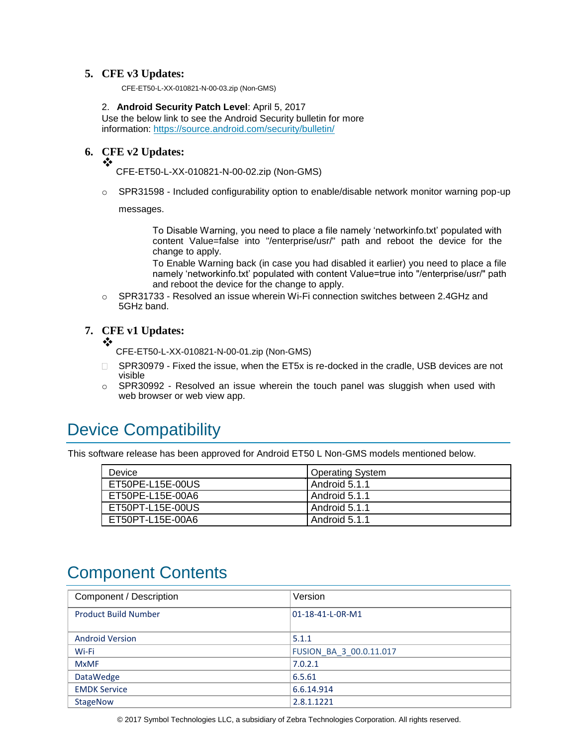5. **CFE v3 Updates:**

   CFE-ET50-L-XX-010821-N-00-03.zip (Non-GMS)

   2. **Android Security Patch Level**: April 5, 2017
   Use the below link to see the Android Security bulletin for more information: https://source.android.com/security/bulletin/

6. **CFE v2 Updates:**
   - CFE-ET50-L-XX-010821-N-00-02.zip (Non-GMS)
     - SPR31598 - Included configurability option to enable/disable network monitor warning pop-up messages.

       To Disable Warning, you need to place a file namely 'networkinfo.txt' populated with content Value=false into "/enterprise/usr/" path and reboot the device for the change to apply.
       To Enable Warning back (in case you had disabled it earlier) you need to place a file namely 'networkinfo.txt' populated with content Value=true into "/enterprise/usr/" path and reboot the device for the change to apply.
     - SPR31733 - Resolved an issue wherein Wi-Fi connection switches between 2.4GHz and 5GHz band.

7. **CFE v1 Updates:**
   - CFE-ET50-L-XX-010821-N-00-01.zip (Non-GMS)
     - SPR30979 - Fixed the issue, when the ET5x is re-docked in the cradle, USB devices are not visible
     - SPR30992 - Resolved an issue wherein the touch panel was sluggish when used with web browser or web view app.

# Device Compatibility

This software release has been approved for Android ET50 L Non-GMS models mentioned below.

| Device | Operating System |
|---|---|
| ET50PE-L15E-00US | Android 5.1.1 |
| ET50PE-L15E-00A6 | Android 5.1.1 |
| ET50PT-L15E-00US | Android 5.1.1 |
| ET50PT-L15E-00A6 | Android 5.1.1 |

# Component Contents

| Component / Description | Version |
|---|---|
| Product Build Number | 01-18-41-L-0R-M1 |
| Android Version | 5.1.1 |
| Wi-Fi | FUSION_BA_3_00.0.11.017 |
| MxMF | 7.0.2.1 |
| DataWedge | 6.5.61 |
| EMDK Service | 6.6.14.914 |
| StageNow | 2.8.1.1221 |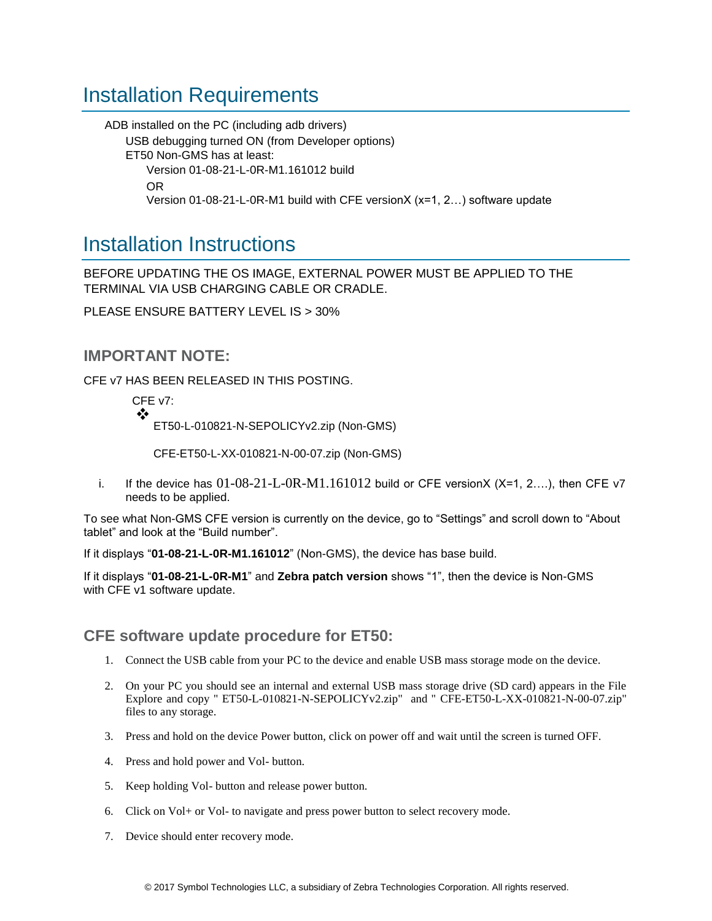# Installation Requirements

ADB installed on the PC (including adb drivers)

- USB debugging turned ON (from Developer options)
- ET50 Non-GMS has at least:
  - Version 01-08-21-L-0R-M1.161012 build
  - OR
  - Version 01-08-21-L-0R-M1 build with CFE versionX (x=1, 2…) software update

# Installation Instructions

BEFORE UPDATING THE OS IMAGE, EXTERNAL POWER MUST BE APPLIED TO THE TERMINAL VIA USB CHARGING CABLE OR CRADLE.

PLEASE ENSURE BATTERY LEVEL IS > 30%

## IMPORTANT NOTE:

CFE v7 HAS BEEN RELEASED IN THIS POSTING.

CFE v7:

❖ ET50-L-010821-N-SEPOLICYv2.zip (Non-GMS)

  CFE-ET50-L-XX-010821-N-00-07.zip (Non-GMS)

i. If the device has 01-08-21-L-0R-M1.161012 build or CFE versionX (X=1, 2….), then CFE v7 needs to be applied.

To see what Non-GMS CFE version is currently on the device, go to “Settings” and scroll down to “About tablet” and look at the “Build number”.

If it displays “**01-08-21-L-0R-M1.161012**” (Non-GMS), the device has base build.

If it displays “**01-08-21-L-0R-M1**” and **Zebra patch version** shows “1”, then the device is Non-GMS with CFE v1 software update.

## CFE software update procedure for ET50:

1. Connect the USB cable from your PC to the device and enable USB mass storage mode on the device.
2. On your PC you should see an internal and external USB mass storage drive (SD card) appears in the File Explore and copy " ET50-L-010821-N-SEPOLICYv2.zip" and " CFE-ET50-L-XX-010821-N-00-07.zip" files to any storage.
3. Press and hold on the device Power button, click on power off and wait until the screen is turned OFF.
4. Press and hold power and Vol- button.
5. Keep holding Vol- button and release power button.
6. Click on Vol+ or Vol- to navigate and press power button to select recovery mode.
7. Device should enter recovery mode.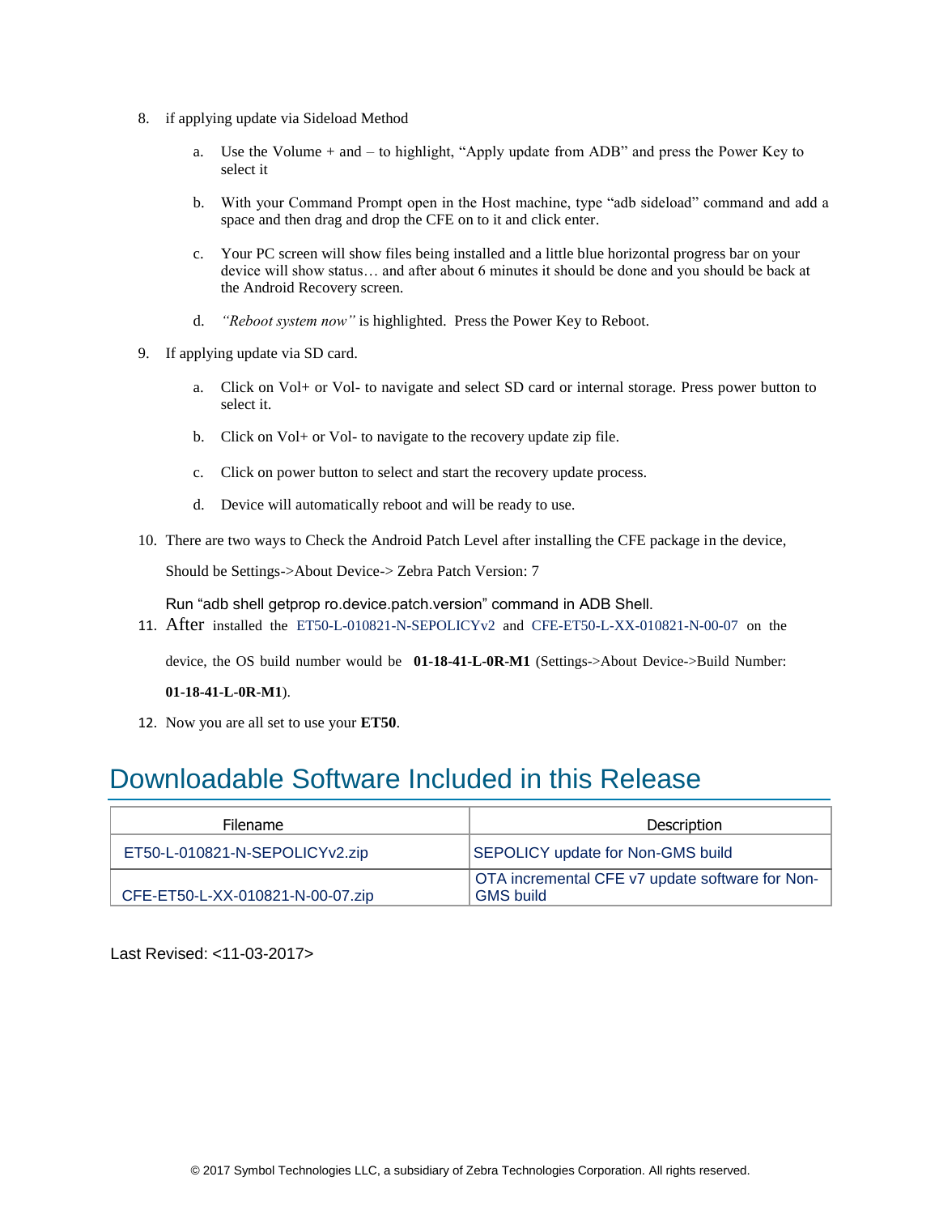8. if applying update via Sideload Method

    a. Use the Volume + and – to highlight, "Apply update from ADB" and press the Power Key to select it

    b. With your Command Prompt open in the Host machine, type "adb sideload" command and add a space and then drag and drop the CFE on to it and click enter.

    c. Your PC screen will show files being installed and a little blue horizontal progress bar on your device will show status… and after about 6 minutes it should be done and you should be back at the Android Recovery screen.

    d. *"Reboot system now"* is highlighted. Press the Power Key to Reboot.

9. If applying update via SD card.

    a. Click on Vol+ or Vol- to navigate and select SD card or internal storage. Press power button to select it.

    b. Click on Vol+ or Vol- to navigate to the recovery update zip file.

    c. Click on power button to select and start the recovery update process.

    d. Device will automatically reboot and will be ready to use.

10. There are two ways to Check the Android Patch Level after installing the CFE package in the device,

    Should be Settings->About Device-> Zebra Patch Version: 7

    Run "adb shell getprop ro.device.patch.version" command in ADB Shell.

11. After installed the ET50-L-010821-N-SEPOLICYv2 and CFE-ET50-L-XX-010821-N-00-07 on the device, the OS build number would be **01-18-41-L-0R-M1** (Settings->About Device->Build Number: **01-18-41-L-0R-M1**).

12. Now you are all set to use your **ET50**.

# Downloadable Software Included in this Release

| Filename | Description |
|---|---|
| ET50-L-010821-N-SEPOLICYv2.zip | SEPOLICY update for Non-GMS build |
| CFE-ET50-L-XX-010821-N-00-07.zip | OTA incremental CFE v7 update software for Non-GMS build |

Last Revised: <11-03-2017>

© 2017 Symbol Technologies LLC, a subsidiary of Zebra Technologies Corporation. All rights reserved.